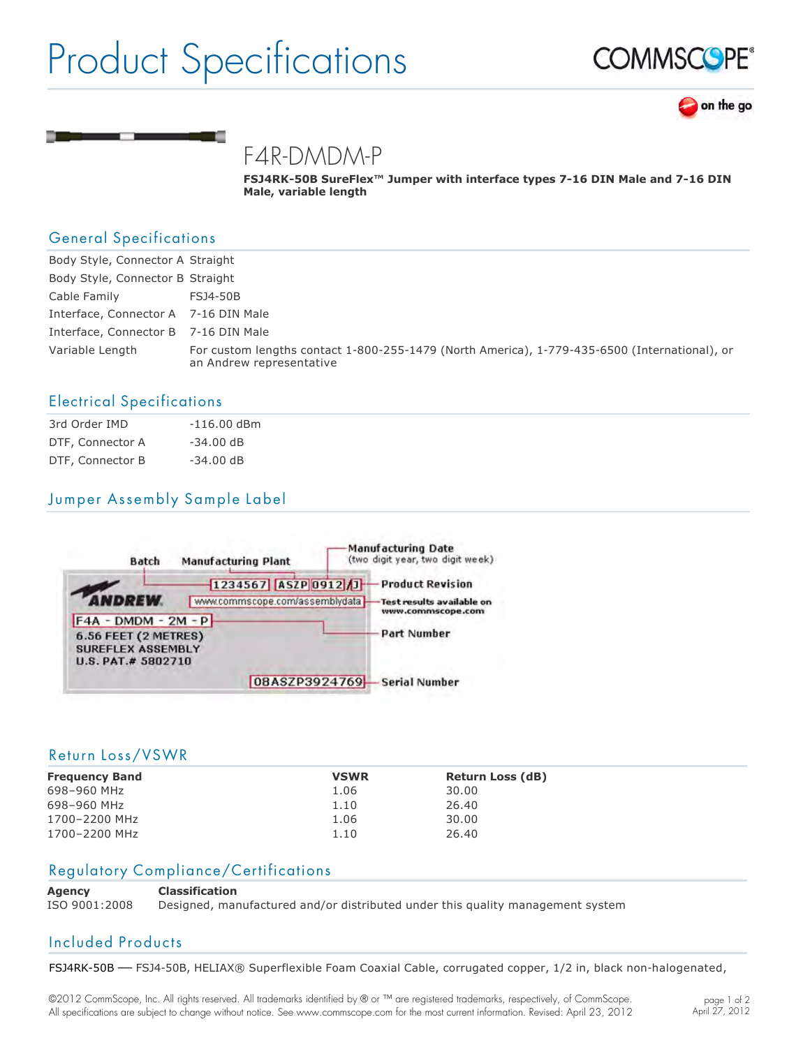# Product Specifications

## F4R-DMDM-P

**FSJ4RK-50B SureFlex™ Jumper with interface types 7-16 DIN Male and 7-16 DIN Male, variable length**

## General Specifications

| | |
|---|---|
| Body Style, Connector A | Straight |
| Body Style, Connector B | Straight |
| Cable Family | FSJ4-50B |
| Interface, Connector A | 7-16 DIN Male |
| Interface, Connector B | 7-16 DIN Male |
| Variable Length | For custom lengths contact 1-800-255-1479 (North America), 1-779-435-6500 (International), or an Andrew representative |

## Electrical Specifications

| | |
|---|---|
| 3rd Order IMD | -116.00 dBm |
| DTF, Connector A | -34.00 dB |
| DTF, Connector B | -34.00 dB |

## Jumper Assembly Sample Label

Batch — Manufacturing Plant — Manufacturing Date (two digit year, two digit week)

1234567 | ASZP | 0912 | J — Product Revision

ANDREW. www.commscope.com/assemblydata — Test results available on www.commscope.com

F4A - DMDM - 2M - P — Part Number

6.56 FEET (2 METRES)
SUREFLEX ASSEMBLY
U.S. PAT.# 5802710

08ASZP3924769 — Serial Number

## Return Loss/VSWR

| Frequency Band | VSWR | Return Loss (dB) |
|---|---|---|
| 698–960 MHz | 1.06 | 30.00 |
| 698–960 MHz | 1.10 | 26.40 |
| 1700–2200 MHz | 1.06 | 30.00 |
| 1700–2200 MHz | 1.10 | 26.40 |

## Regulatory Compliance/Certifications

| Agency | Classification |
|---|---|
| ISO 9001:2008 | Designed, manufactured and/or distributed under this quality management system |

## Included Products

FSJ4RK-50B — FSJ4-50B, HELIAX® Superflexible Foam Coaxial Cable, corrugated copper, 1/2 in, black non-halogenated,

©2012 CommScope, Inc. All rights reserved. All trademarks identified by ® or ™ are registered trademarks, respectively, of CommScope. All specifications are subject to change without notice. See www.commscope.com for the most current information. Revised: April 23, 2012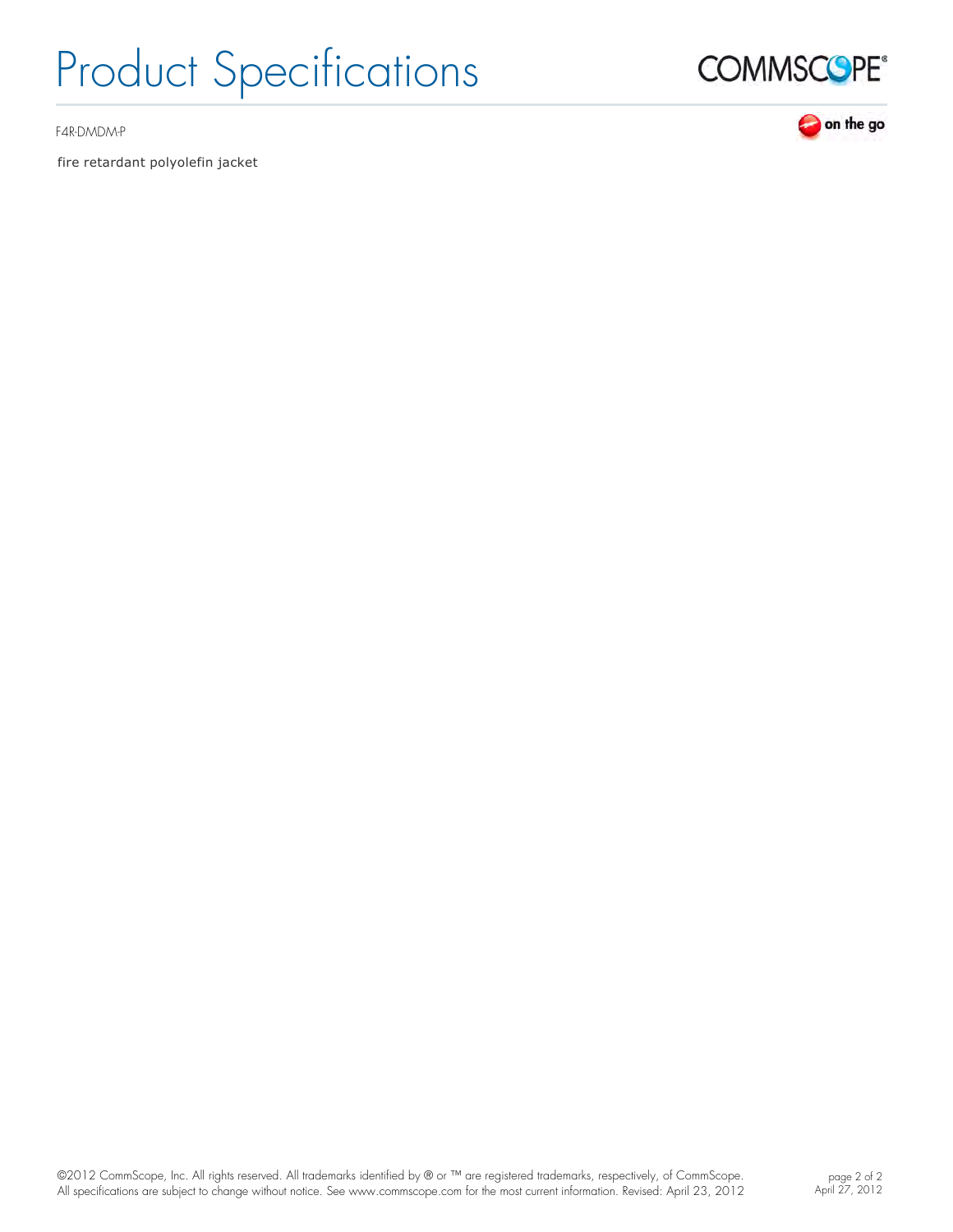F4R-DMDM-P

fire retardant polyolefin jacket